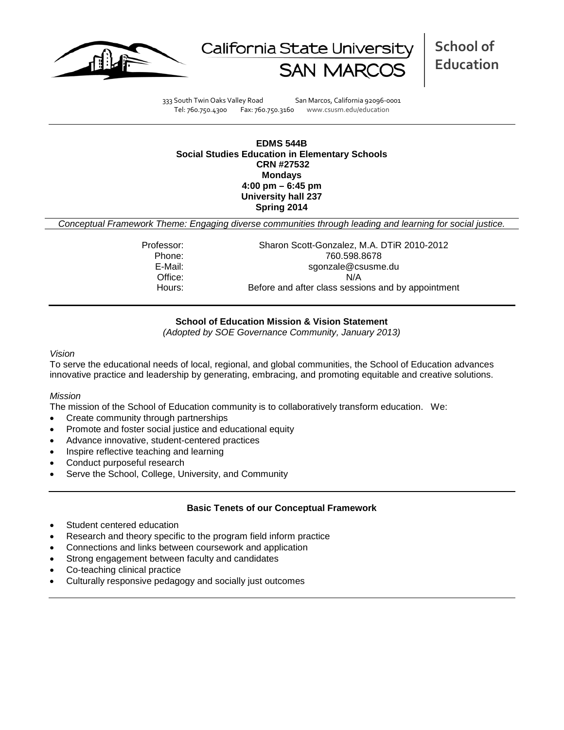California State University SAN MARCOS | **School of Education**

333 South Twin Oaks Valley Road San Marcos, California 92096-0001
Tel: 760.750.4300 Fax: 760.750.3160 www.csusm.edu/education

---

**EDMS 544B**
**Social Studies Education in Elementary Schools**
**CRN #27532**
**Mondays**
**4:00 pm – 6:45 pm**
**University hall 237**
**Spring 2014**

*Conceptual Framework Theme: Engaging diverse communities through leading and learning for social justice.*

| | |
|---|---|
| Professor: | Sharon Scott-Gonzalez, M.A. DTiR 2010-2012 |
| Phone: | 760.598.8678 |
| E-Mail: | sgonzale@csusme.du |
| Office: | N/A |
| Hours: | Before and after class sessions and by appointment |

---

## School of Education Mission & Vision Statement

*(Adopted by SOE Governance Community, January 2013)*

*Vision*

To serve the educational needs of local, regional, and global communities, the School of Education advances innovative practice and leadership by generating, embracing, and promoting equitable and creative solutions.

*Mission*

The mission of the School of Education community is to collaboratively transform education. We:

- Create community through partnerships
- Promote and foster social justice and educational equity
- Advance innovative, student-centered practices
- Inspire reflective teaching and learning
- Conduct purposeful research
- Serve the School, College, University, and Community

---

## Basic Tenets of our Conceptual Framework

- Student centered education
- Research and theory specific to the program field inform practice
- Connections and links between coursework and application
- Strong engagement between faculty and candidates
- Co-teaching clinical practice
- Culturally responsive pedagogy and socially just outcomes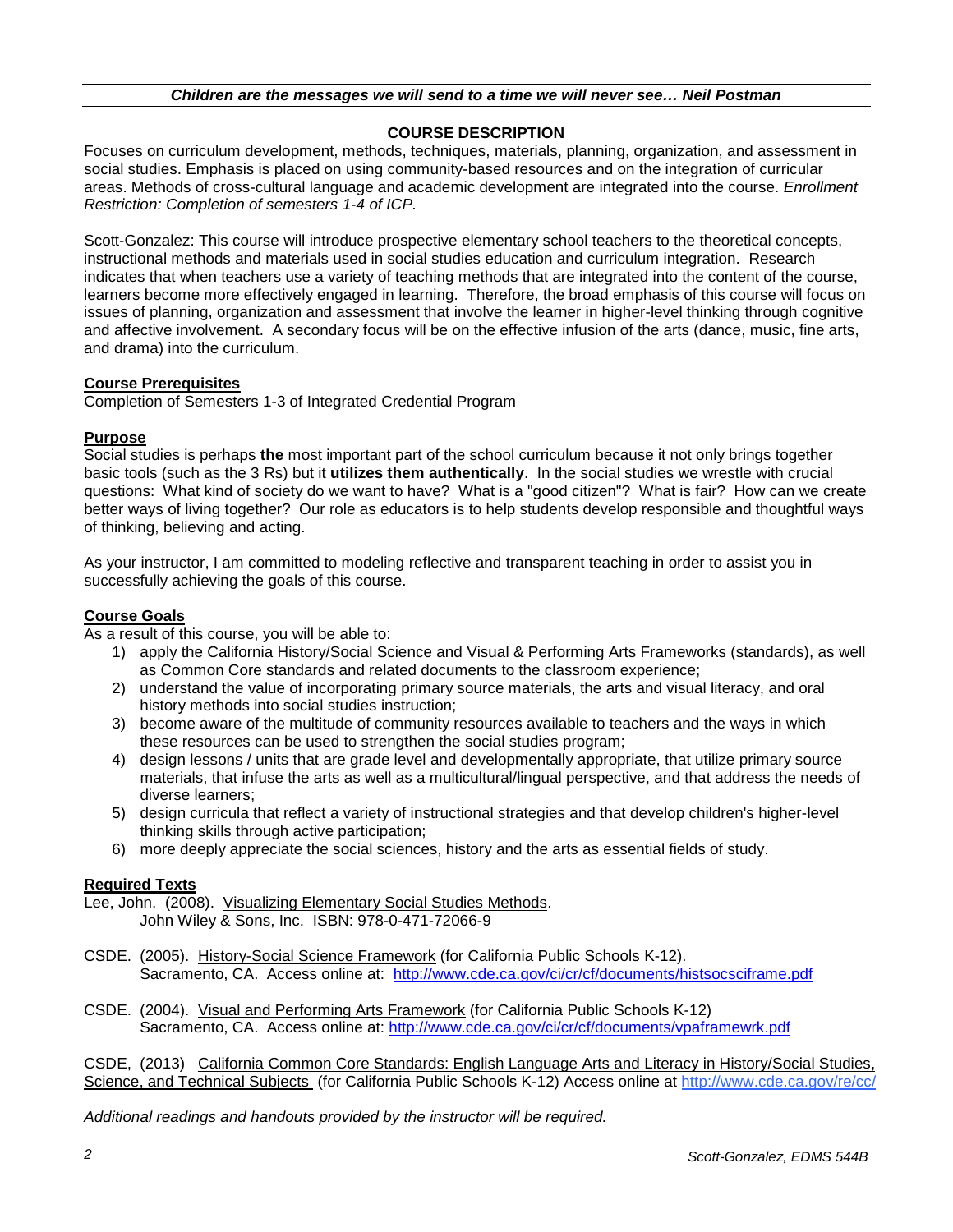*Children are the messages we will send to a time we will never see… Neil Postman*

## COURSE DESCRIPTION

Focuses on curriculum development, methods, techniques, materials, planning, organization, and assessment in social studies. Emphasis is placed on using community-based resources and on the integration of curricular areas. Methods of cross-cultural language and academic development are integrated into the course. *Enrollment Restriction: Completion of semesters 1-4 of ICP.*

Scott-Gonzalez: This course will introduce prospective elementary school teachers to the theoretical concepts, instructional methods and materials used in social studies education and curriculum integration. Research indicates that when teachers use a variety of teaching methods that are integrated into the content of the course, learners become more effectively engaged in learning. Therefore, the broad emphasis of this course will focus on issues of planning, organization and assessment that involve the learner in higher-level thinking through cognitive and affective involvement. A secondary focus will be on the effective infusion of the arts (dance, music, fine arts, and drama) into the curriculum.

### Course Prerequisites

Completion of Semesters 1-3 of Integrated Credential Program

### Purpose

Social studies is perhaps **the** most important part of the school curriculum because it not only brings together basic tools (such as the 3 Rs) but it **utilizes them authentically**. In the social studies we wrestle with crucial questions: What kind of society do we want to have? What is a "good citizen"? What is fair? How can we create better ways of living together? Our role as educators is to help students develop responsible and thoughtful ways of thinking, believing and acting.

As your instructor, I am committed to modeling reflective and transparent teaching in order to assist you in successfully achieving the goals of this course.

### Course Goals

As a result of this course, you will be able to:

1) apply the California History/Social Science and Visual & Performing Arts Frameworks (standards), as well as Common Core standards and related documents to the classroom experience;
2) understand the value of incorporating primary source materials, the arts and visual literacy, and oral history methods into social studies instruction;
3) become aware of the multitude of community resources available to teachers and the ways in which these resources can be used to strengthen the social studies program;
4) design lessons / units that are grade level and developmentally appropriate, that utilize primary source materials, that infuse the arts as well as a multicultural/lingual perspective, and that address the needs of diverse learners;
5) design curricula that reflect a variety of instructional strategies and that develop children's higher-level thinking skills through active participation;
6) more deeply appreciate the social sciences, history and the arts as essential fields of study.

### Required Texts

Lee, John. (2008). Visualizing Elementary Social Studies Methods. John Wiley & Sons, Inc. ISBN: 978-0-471-72066-9

CSDE. (2005). History-Social Science Framework (for California Public Schools K-12). Sacramento, CA. Access online at: http://www.cde.ca.gov/ci/cr/cf/documents/histsocsciframe.pdf

CSDE. (2004). Visual and Performing Arts Framework (for California Public Schools K-12) Sacramento, CA. Access online at: http://www.cde.ca.gov/ci/cr/cf/documents/vpaframewrk.pdf

CSDE, (2013) California Common Core Standards: English Language Arts and Literacy in History/Social Studies, Science, and Technical Subjects (for California Public Schools K-12) Access online at http://www.cde.ca.gov/re/cc/

*Additional readings and handouts provided by the instructor will be required.*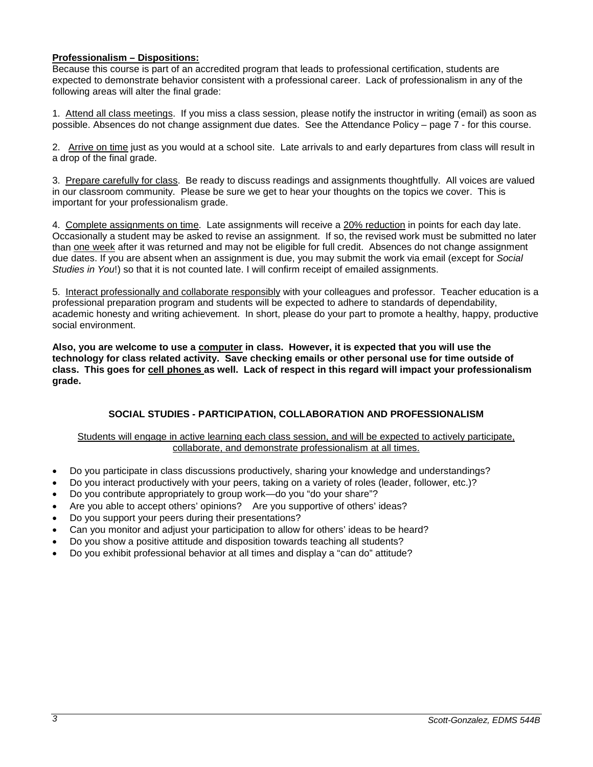**Professionalism – Dispositions:**

Because this course is part of an accredited program that leads to professional certification, students are expected to demonstrate behavior consistent with a professional career. Lack of professionalism in any of the following areas will alter the final grade:

1. Attend all class meetings. If you miss a class session, please notify the instructor in writing (email) as soon as possible. Absences do not change assignment due dates. See the Attendance Policy – page 7 - for this course.

2. Arrive on time just as you would at a school site. Late arrivals to and early departures from class will result in a drop of the final grade.

3. Prepare carefully for class. Be ready to discuss readings and assignments thoughtfully. All voices are valued in our classroom community. Please be sure we get to hear your thoughts on the topics we cover. This is important for your professionalism grade.

4. Complete assignments on time. Late assignments will receive a 20% reduction in points for each day late. Occasionally a student may be asked to revise an assignment. If so, the revised work must be submitted no later than one week after it was returned and may not be eligible for full credit. Absences do not change assignment due dates. If you are absent when an assignment is due, you may submit the work via email (except for *Social Studies in You*!) so that it is not counted late. I will confirm receipt of emailed assignments.

5. Interact professionally and collaborate responsibly with your colleagues and professor. Teacher education is a professional preparation program and students will be expected to adhere to standards of dependability, academic honesty and writing achievement. In short, please do your part to promote a healthy, happy, productive social environment.

**Also, you are welcome to use a computer in class. However, it is expected that you will use the technology for class related activity. Save checking emails or other personal use for time outside of class. This goes for cell phones as well. Lack of respect in this regard will impact your professionalism grade.**

## SOCIAL STUDIES - PARTICIPATION, COLLABORATION AND PROFESSIONALISM

Students will engage in active learning each class session, and will be expected to actively participate, collaborate, and demonstrate professionalism at all times.

- Do you participate in class discussions productively, sharing your knowledge and understandings?
- Do you interact productively with your peers, taking on a variety of roles (leader, follower, etc.)?
- Do you contribute appropriately to group work—do you "do your share"?
- Are you able to accept others' opinions? Are you supportive of others' ideas?
- Do you support your peers during their presentations?
- Can you monitor and adjust your participation to allow for others' ideas to be heard?
- Do you show a positive attitude and disposition towards teaching all students?
- Do you exhibit professional behavior at all times and display a "can do" attitude?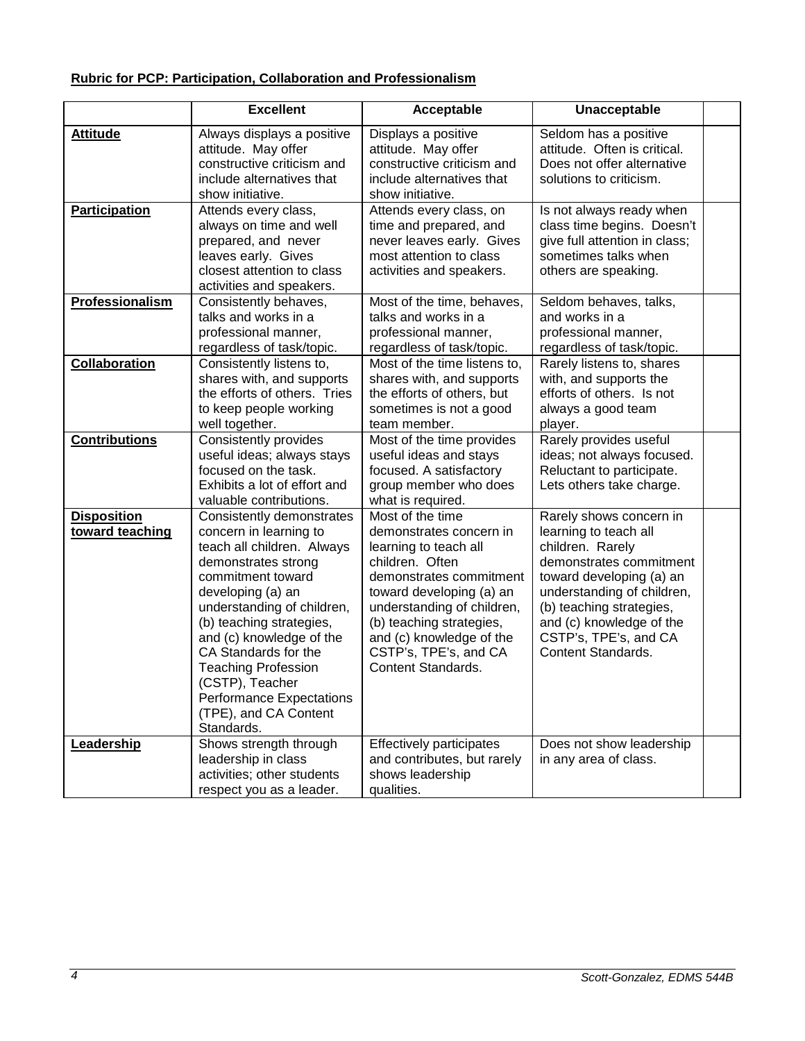**Rubric for PCP: Participation, Collaboration and Professionalism**

| | Excellent | Acceptable | Unacceptable | |
|---|---|---|---|---|
| **Attitude** | Always displays a positive attitude. May offer constructive criticism and include alternatives that show initiative. | Displays a positive attitude. May offer constructive criticism and include alternatives that show initiative. | Seldom has a positive attitude. Often is critical. Does not offer alternative solutions to criticism. | |
| **Participation** | Attends every class, always on time and well prepared, and never leaves early. Gives closest attention to class activities and speakers. | Attends every class, on time and prepared, and never leaves early. Gives most attention to class activities and speakers. | Is not always ready when class time begins. Doesn't give full attention in class; sometimes talks when others are speaking. | |
| **Professionalism** | Consistently behaves, talks and works in a professional manner, regardless of task/topic. | Most of the time, behaves, talks and works in a professional manner, regardless of task/topic. | Seldom behaves, talks, and works in a professional manner, regardless of task/topic. | |
| **Collaboration** | Consistently listens to, shares with, and supports the efforts of others. Tries to keep people working well together. | Most of the time listens to, shares with, and supports the efforts of others, but sometimes is not a good team member. | Rarely listens to, shares with, and supports the efforts of others. Is not always a good team player. | |
| **Contributions** | Consistently provides useful ideas; always stays focused on the task. Exhibits a lot of effort and valuable contributions. | Most of the time provides useful ideas and stays focused. A satisfactory group member who does what is required. | Rarely provides useful ideas; not always focused. Reluctant to participate. Lets others take charge. | |
| **Disposition toward teaching** | Consistently demonstrates concern in learning to teach all children. Always demonstrates strong commitment toward developing (a) an understanding of children, (b) teaching strategies, and (c) knowledge of the CA Standards for the Teaching Profession (CSTP), Teacher Performance Expectations (TPE), and CA Content Standards. | Most of the time demonstrates concern in learning to teach all children. Often demonstrates commitment toward developing (a) an understanding of children, (b) teaching strategies, and (c) knowledge of the CSTP's, TPE's, and CA Content Standards. | Rarely shows concern in learning to teach all children. Rarely demonstrates commitment toward developing (a) an understanding of children, (b) teaching strategies, and (c) knowledge of the CSTP's, TPE's, and CA Content Standards. | |
| **Leadership** | Shows strength through leadership in class activities; other students respect you as a leader. | Effectively participates and contributes, but rarely shows leadership qualities. | Does not show leadership in any area of class. | |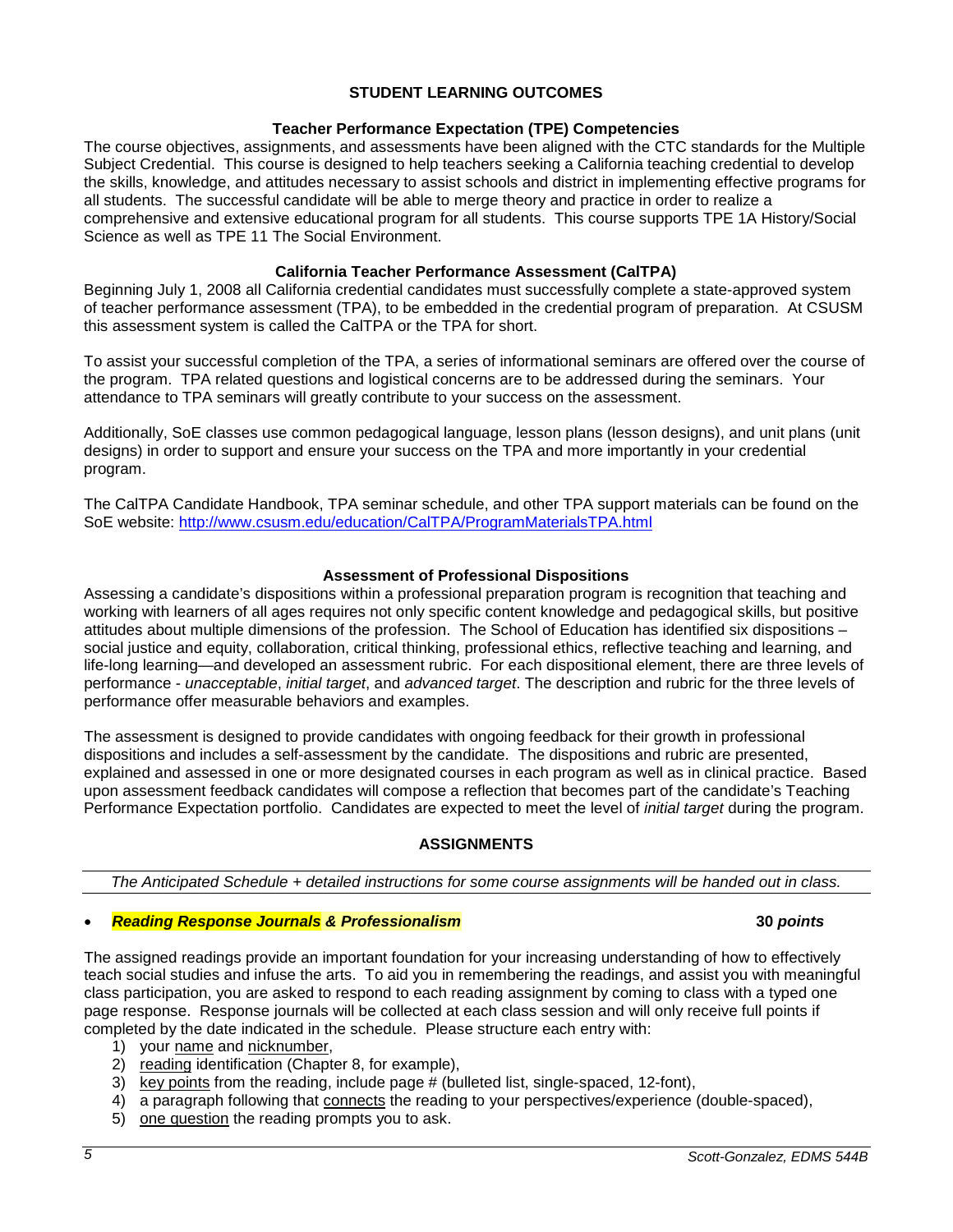## STUDENT LEARNING OUTCOMES

### Teacher Performance Expectation (TPE) Competencies

The course objectives, assignments, and assessments have been aligned with the CTC standards for the Multiple Subject Credential. This course is designed to help teachers seeking a California teaching credential to develop the skills, knowledge, and attitudes necessary to assist schools and district in implementing effective programs for all students. The successful candidate will be able to merge theory and practice in order to realize a comprehensive and extensive educational program for all students. This course supports TPE 1A History/Social Science as well as TPE 11 The Social Environment.

### California Teacher Performance Assessment (CalTPA)

Beginning July 1, 2008 all California credential candidates must successfully complete a state-approved system of teacher performance assessment (TPA), to be embedded in the credential program of preparation. At CSUSM this assessment system is called the CalTPA or the TPA for short.

To assist your successful completion of the TPA, a series of informational seminars are offered over the course of the program. TPA related questions and logistical concerns are to be addressed during the seminars. Your attendance to TPA seminars will greatly contribute to your success on the assessment.

Additionally, SoE classes use common pedagogical language, lesson plans (lesson designs), and unit plans (unit designs) in order to support and ensure your success on the TPA and more importantly in your credential program.

The CalTPA Candidate Handbook, TPA seminar schedule, and other TPA support materials can be found on the SoE website: http://www.csusm.edu/education/CalTPA/ProgramMaterialsTPA.html

### Assessment of Professional Dispositions

Assessing a candidate's dispositions within a professional preparation program is recognition that teaching and working with learners of all ages requires not only specific content knowledge and pedagogical skills, but positive attitudes about multiple dimensions of the profession. The School of Education has identified six dispositions – social justice and equity, collaboration, critical thinking, professional ethics, reflective teaching and learning, and life-long learning—and developed an assessment rubric. For each dispositional element, there are three levels of performance - *unacceptable*, *initial target*, and *advanced target*. The description and rubric for the three levels of performance offer measurable behaviors and examples.

The assessment is designed to provide candidates with ongoing feedback for their growth in professional dispositions and includes a self-assessment by the candidate. The dispositions and rubric are presented, explained and assessed in one or more designated courses in each program as well as in clinical practice. Based upon assessment feedback candidates will compose a reflection that becomes part of the candidate's Teaching Performance Expectation portfolio. Candidates are expected to meet the level of *initial target* during the program.

## ASSIGNMENTS

---

*The Anticipated Schedule + detailed instructions for some course assignments will be handed out in class.*

---

- ***Reading Response Journals & Professionalism*** **30** ***points***

The assigned readings provide an important foundation for your increasing understanding of how to effectively teach social studies and infuse the arts. To aid you in remembering the readings, and assist you with meaningful class participation, you are asked to respond to each reading assignment by coming to class with a typed one page response. Response journals will be collected at each class session and will only receive full points if completed by the date indicated in the schedule. Please structure each entry with:

1) your name and nicknumber,
2) reading identification (Chapter 8, for example),
3) key points from the reading, include page # (bulleted list, single-spaced, 12-font),
4) a paragraph following that connects the reading to your perspectives/experience (double-spaced),
5) one question the reading prompts you to ask.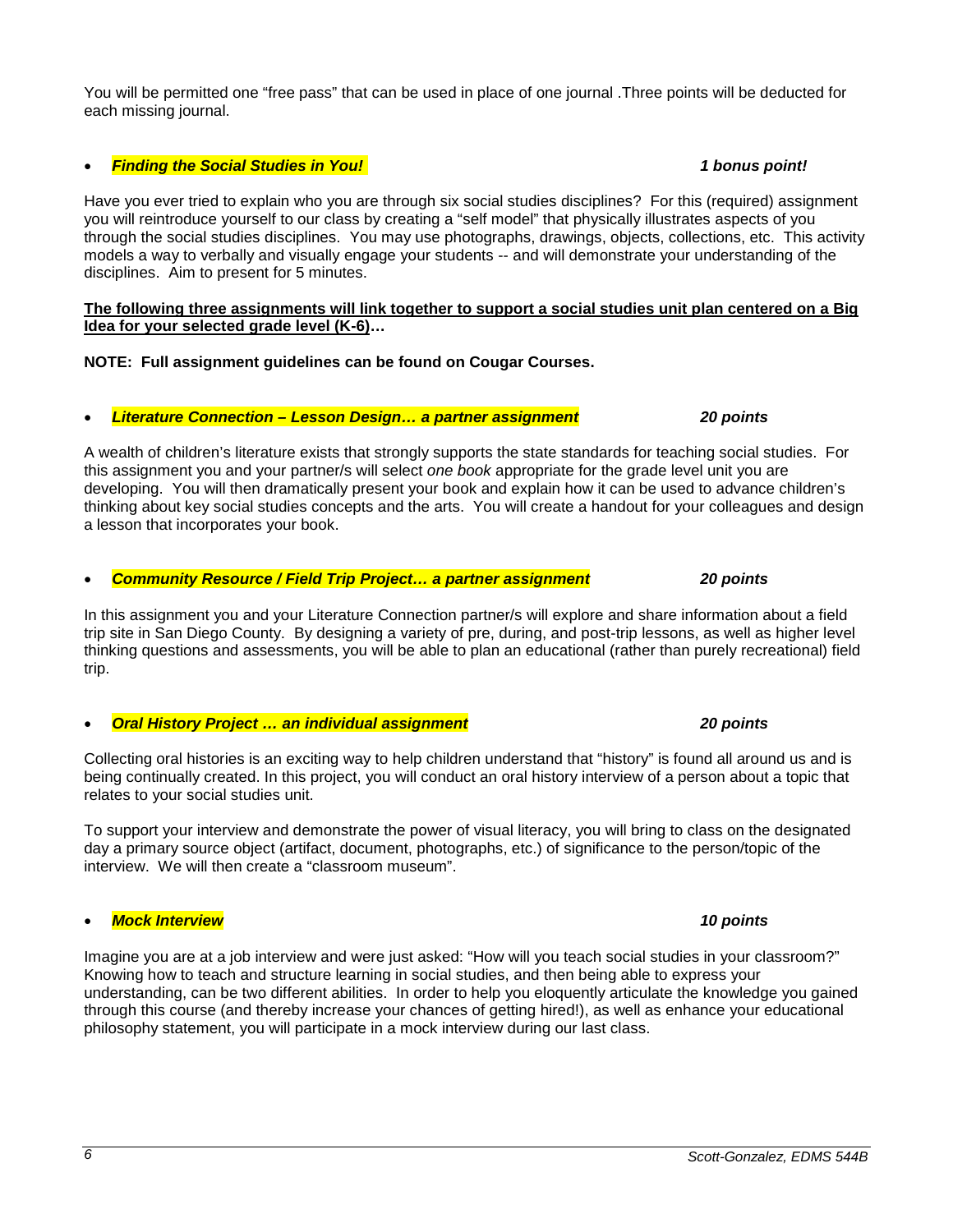You will be permitted one "free pass" that can be used in place of one journal .Three points will be deducted for each missing journal.

- ***Finding the Social Studies in You!*** ***1 bonus point!***

Have you ever tried to explain who you are through six social studies disciplines? For this (required) assignment you will reintroduce yourself to our class by creating a "self model" that physically illustrates aspects of you through the social studies disciplines. You may use photographs, drawings, objects, collections, etc. This activity models a way to verbally and visually engage your students -- and will demonstrate your understanding of the disciplines. Aim to present for 5 minutes.

**The following three assignments will link together to support a social studies unit plan centered on a Big Idea for your selected grade level (K-6)…**

**NOTE: Full assignment guidelines can be found on Cougar Courses.**

- ***Literature Connection – Lesson Design… a partner assignment*** ***20 points***

A wealth of children's literature exists that strongly supports the state standards for teaching social studies. For this assignment you and your partner/s will select *one book* appropriate for the grade level unit you are developing. You will then dramatically present your book and explain how it can be used to advance children's thinking about key social studies concepts and the arts. You will create a handout for your colleagues and design a lesson that incorporates your book.

- ***Community Resource / Field Trip Project… a partner assignment*** ***20 points***

In this assignment you and your Literature Connection partner/s will explore and share information about a field trip site in San Diego County. By designing a variety of pre, during, and post-trip lessons, as well as higher level thinking questions and assessments, you will be able to plan an educational (rather than purely recreational) field trip.

- ***Oral History Project … an individual assignment*** ***20 points***

Collecting oral histories is an exciting way to help children understand that "history" is found all around us and is being continually created. In this project, you will conduct an oral history interview of a person about a topic that relates to your social studies unit.

To support your interview and demonstrate the power of visual literacy, you will bring to class on the designated day a primary source object (artifact, document, photographs, etc.) of significance to the person/topic of the interview. We will then create a "classroom museum".

- ***Mock Interview*** ***10 points***

Imagine you are at a job interview and were just asked: "How will you teach social studies in your classroom?" Knowing how to teach and structure learning in social studies, and then being able to express your understanding, can be two different abilities. In order to help you eloquently articulate the knowledge you gained through this course (and thereby increase your chances of getting hired!), as well as enhance your educational philosophy statement, you will participate in a mock interview during our last class.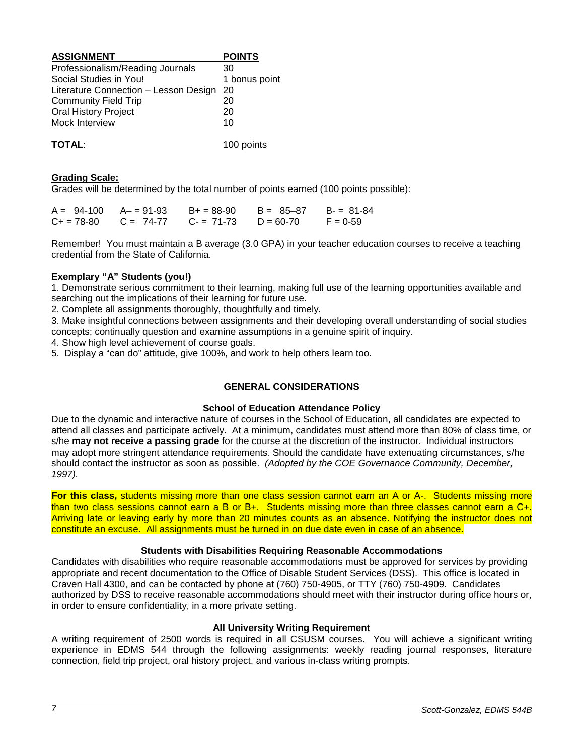| ASSIGNMENT | POINTS |
|---|---|
| Professionalism/Reading Journals | 30 |
| Social Studies in You! | 1 bonus point |
| Literature Connection – Lesson Design | 20 |
| Community Field Trip | 20 |
| Oral History Project | 20 |
| Mock Interview | 10 |
| **TOTAL**: | 100 points |

**Grading Scale:**

Grades will be determined by the total number of points earned (100 points possible):

| | | | | |
|---|---|---|---|---|
| A = 94-100 | A– = 91-93 | B+ = 88-90 | B = 85–87 | B- = 81-84 |
| C+ = 78-80 | C = 74-77 | C- = 71-73 | D = 60-70 | F = 0-59 |

Remember! You must maintain a B average (3.0 GPA) in your teacher education courses to receive a teaching credential from the State of California.

**Exemplary "A" Students (you!)**

1. Demonstrate serious commitment to their learning, making full use of the learning opportunities available and searching out the implications of their learning for future use.
2. Complete all assignments thoroughly, thoughtfully and timely.
3. Make insightful connections between assignments and their developing overall understanding of social studies concepts; continually question and examine assumptions in a genuine spirit of inquiry.
4. Show high level achievement of course goals.
5. Display a "can do" attitude, give 100%, and work to help others learn too.

## GENERAL CONSIDERATIONS

### School of Education Attendance Policy

Due to the dynamic and interactive nature of courses in the School of Education, all candidates are expected to attend all classes and participate actively. At a minimum, candidates must attend more than 80% of class time, or s/he **may not receive a passing grade** for the course at the discretion of the instructor. Individual instructors may adopt more stringent attendance requirements. Should the candidate have extenuating circumstances, s/he should contact the instructor as soon as possible. *(Adopted by the COE Governance Community, December, 1997).*

**For this class,** students missing more than one class session cannot earn an A or A-. Students missing more than two class sessions cannot earn a B or B+. Students missing more than three classes cannot earn a C+. Arriving late or leaving early by more than 20 minutes counts as an absence. Notifying the instructor does not constitute an excuse. All assignments must be turned in on due date even in case of an absence.

### Students with Disabilities Requiring Reasonable Accommodations

Candidates with disabilities who require reasonable accommodations must be approved for services by providing appropriate and recent documentation to the Office of Disable Student Services (DSS). This office is located in Craven Hall 4300, and can be contacted by phone at (760) 750-4905, or TTY (760) 750-4909. Candidates authorized by DSS to receive reasonable accommodations should meet with their instructor during office hours or, in order to ensure confidentiality, in a more private setting.

### All University Writing Requirement

A writing requirement of 2500 words is required in all CSUSM courses. You will achieve a significant writing experience in EDMS 544 through the following assignments: weekly reading journal responses, literature connection, field trip project, oral history project, and various in-class writing prompts.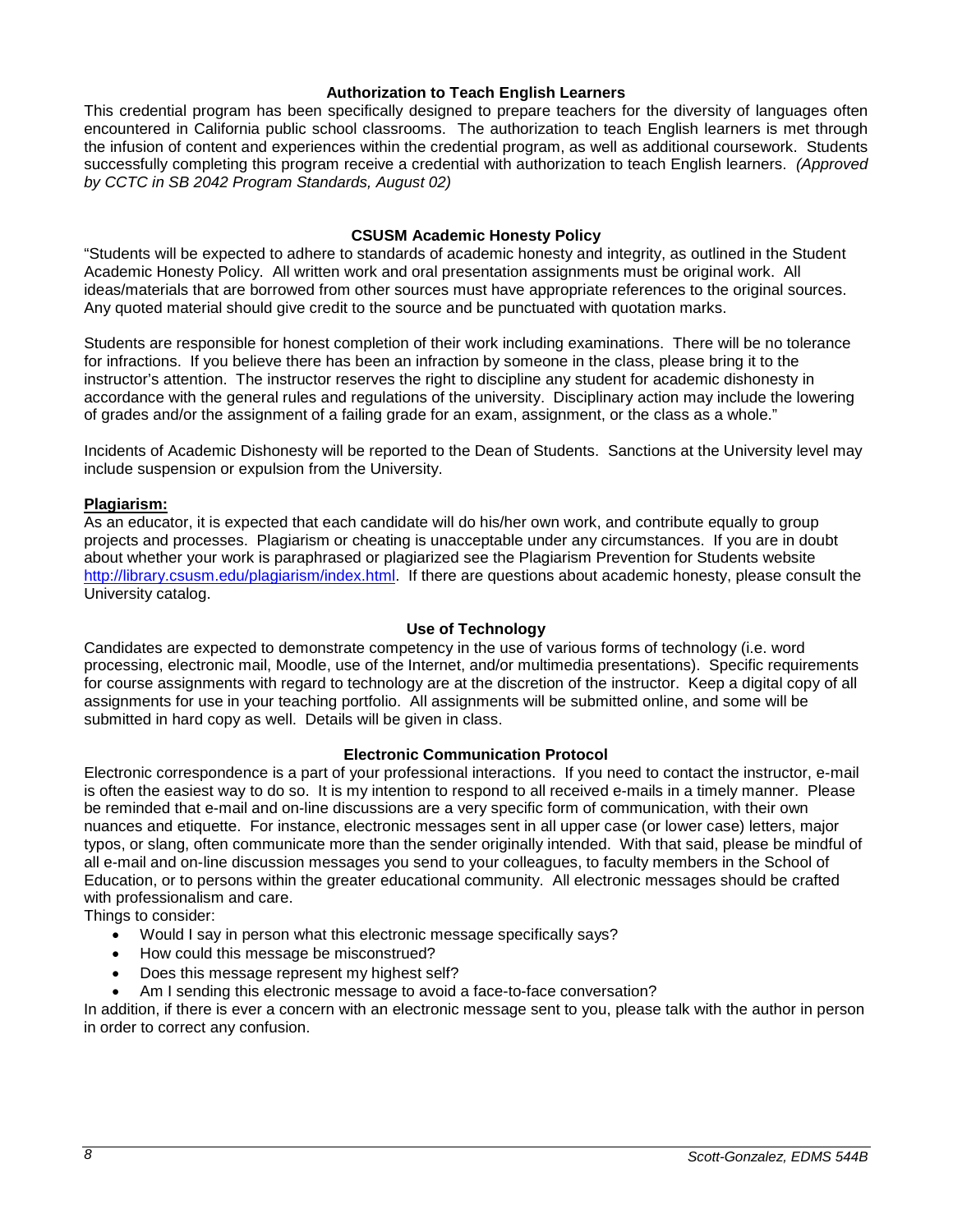## Authorization to Teach English Learners

This credential program has been specifically designed to prepare teachers for the diversity of languages often encountered in California public school classrooms. The authorization to teach English learners is met through the infusion of content and experiences within the credential program, as well as additional coursework. Students successfully completing this program receive a credential with authorization to teach English learners. *(Approved by CCTC in SB 2042 Program Standards, August 02)*

## CSUSM Academic Honesty Policy

"Students will be expected to adhere to standards of academic honesty and integrity, as outlined in the Student Academic Honesty Policy. All written work and oral presentation assignments must be original work. All ideas/materials that are borrowed from other sources must have appropriate references to the original sources. Any quoted material should give credit to the source and be punctuated with quotation marks.

Students are responsible for honest completion of their work including examinations. There will be no tolerance for infractions. If you believe there has been an infraction by someone in the class, please bring it to the instructor's attention. The instructor reserves the right to discipline any student for academic dishonesty in accordance with the general rules and regulations of the university. Disciplinary action may include the lowering of grades and/or the assignment of a failing grade for an exam, assignment, or the class as a whole."

Incidents of Academic Dishonesty will be reported to the Dean of Students. Sanctions at the University level may include suspension or expulsion from the University.

**Plagiarism:**

As an educator, it is expected that each candidate will do his/her own work, and contribute equally to group projects and processes. Plagiarism or cheating is unacceptable under any circumstances. If you are in doubt about whether your work is paraphrased or plagiarized see the Plagiarism Prevention for Students website http://library.csusm.edu/plagiarism/index.html. If there are questions about academic honesty, please consult the University catalog.

## Use of Technology

Candidates are expected to demonstrate competency in the use of various forms of technology (i.e. word processing, electronic mail, Moodle, use of the Internet, and/or multimedia presentations). Specific requirements for course assignments with regard to technology are at the discretion of the instructor. Keep a digital copy of all assignments for use in your teaching portfolio. All assignments will be submitted online, and some will be submitted in hard copy as well. Details will be given in class.

## Electronic Communication Protocol

Electronic correspondence is a part of your professional interactions. If you need to contact the instructor, e-mail is often the easiest way to do so. It is my intention to respond to all received e-mails in a timely manner. Please be reminded that e-mail and on-line discussions are a very specific form of communication, with their own nuances and etiquette. For instance, electronic messages sent in all upper case (or lower case) letters, major typos, or slang, often communicate more than the sender originally intended. With that said, please be mindful of all e-mail and on-line discussion messages you send to your colleagues, to faculty members in the School of Education, or to persons within the greater educational community. All electronic messages should be crafted with professionalism and care.

Things to consider:

- Would I say in person what this electronic message specifically says?
- How could this message be misconstrued?
- Does this message represent my highest self?
- Am I sending this electronic message to avoid a face-to-face conversation?

In addition, if there is ever a concern with an electronic message sent to you, please talk with the author in person in order to correct any confusion.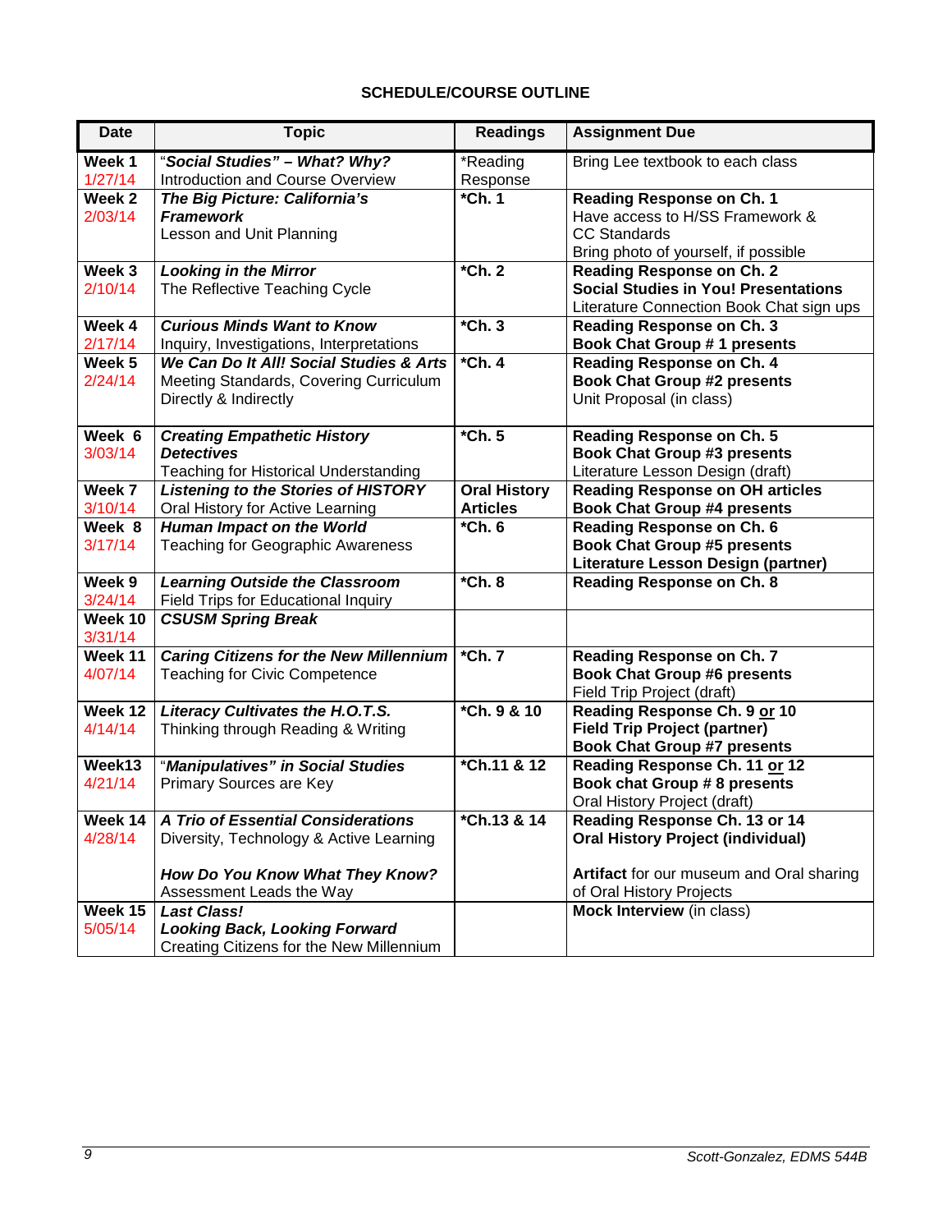**SCHEDULE/COURSE OUTLINE**

| Date | Topic | Readings | Assignment Due |
|---|---|---|---|
| **Week 1** 1/27/14 | ***"Social Studies" – What? Why?*** Introduction and Course Overview | *Reading Response | Bring Lee textbook to each class |
| **Week 2** 2/03/14 | ***The Big Picture: California's Framework*** Lesson and Unit Planning | ***Ch. 1** | **Reading Response on Ch. 1** Have access to H/SS Framework & CC Standards Bring photo of yourself, if possible |
| **Week 3** 2/10/14 | ***Looking in the Mirror*** The Reflective Teaching Cycle | ***Ch. 2** | **Reading Response on Ch. 2** **Social Studies in You! Presentations** Literature Connection Book Chat sign ups |
| **Week 4** 2/17/14 | ***Curious Minds Want to Know*** Inquiry, Investigations, Interpretations | ***Ch. 3** | **Reading Response on Ch. 3** **Book Chat Group # 1 presents** |
| **Week 5** 2/24/14 | ***We Can Do It All! Social Studies & Arts*** Meeting Standards, Covering Curriculum Directly & Indirectly | ***Ch. 4** | **Reading Response on Ch. 4** **Book Chat Group #2 presents** Unit Proposal (in class) |
| **Week 6** 3/03/14 | ***Creating Empathetic History Detectives*** Teaching for Historical Understanding | ***Ch. 5** | **Reading Response on Ch. 5** **Book Chat Group #3 presents** Literature Lesson Design (draft) |
| **Week 7** 3/10/14 | ***Listening to the Stories of HISTORY*** Oral History for Active Learning | **Oral History Articles** | **Reading Response on OH articles** **Book Chat Group #4 presents** |
| **Week 8** 3/17/14 | ***Human Impact on the World*** Teaching for Geographic Awareness | ***Ch. 6** | **Reading Response on Ch. 6** **Book Chat Group #5 presents** **Literature Lesson Design (partner)** |
| **Week 9** 3/24/14 | ***Learning Outside the Classroom*** Field Trips for Educational Inquiry | ***Ch. 8** | **Reading Response on Ch. 8** |
| **Week 10** 3/31/14 | ***CSUSM Spring Break*** | | |
| **Week 11** 4/07/14 | ***Caring Citizens for the New Millennium*** Teaching for Civic Competence | ***Ch. 7** | **Reading Response on Ch. 7** **Book Chat Group #6 presents** Field Trip Project (draft) |
| **Week 12** 4/14/14 | ***Literacy Cultivates the H.O.T.S.*** Thinking through Reading & Writing | ***Ch. 9 & 10** | **Reading Response Ch. 9 <u>or</u> 10** **Field Trip Project (partner)** **Book Chat Group #7 presents** |
| **Week13** 4/21/14 | "***Manipulatives" in Social Studies*** Primary Sources are Key | ***Ch.11 & 12** | **Reading Response Ch. 11 <u>or</u> 12** **Book chat Group # 8 presents** Oral History Project (draft) |
| **Week 14** 4/28/14 | ***A Trio of Essential Considerations*** Diversity, Technology & Active Learning ***How Do You Know What They Know?*** Assessment Leads the Way | ***Ch.13 & 14** | **Reading Response Ch. 13 or 14** **Oral History Project (individual)** **Artifact** for our museum and Oral sharing of Oral History Projects |
| **Week 15** 5/05/14 | ***Last Class!*** ***Looking Back, Looking Forward*** Creating Citizens for the New Millennium | | **Mock Interview** (in class) |